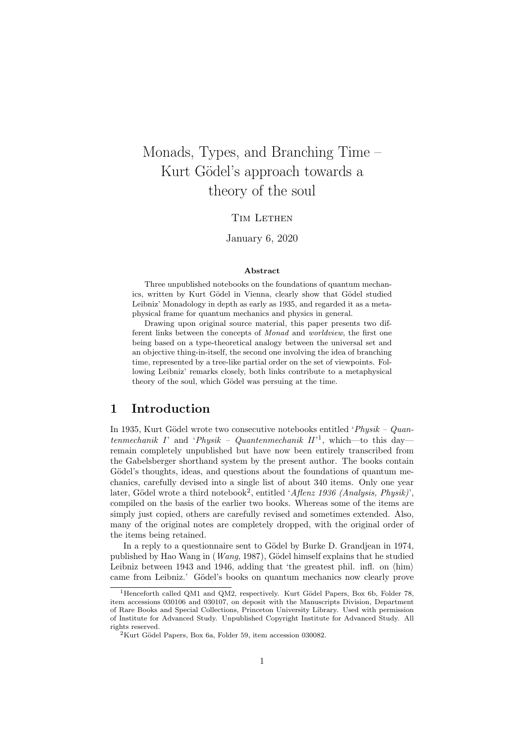# Monads, Types, and Branching Time – Kurt Gödel's approach towards a theory of the soul

Tim Lethen

January 6, 2020

**Abstract**

Three unpublished notebooks on the foundations of quantum mechanics, written by Kurt Gödel in Vienna, clearly show that Gödel studied Leibniz' Monadology in depth as early as 1935, and regarded it as a metaphysical frame for quantum mechanics and physics in general.

Drawing upon original source material, this paper presents two different links between the concepts of *Monad* and *worldview*, the first one being based on a type-theoretical analogy between the universal set and an objective thing-in-itself, the second one involving the idea of branching time, represented by a tree-like partial order on the set of viewpoints. Following Leibniz' remarks closely, both links contribute to a metaphysical theory of the soul, which Gödel was persuing at the time.

## 1 Introduction

In 1935, Kurt Gödel wrote two consecutive notebooks entitled '*Physik – Quantenmechanik I*' and '*Physik – Quantenmechanik II*'[1], which—to this day—remain completely unpublished but have now been entirely transcribed from the Gabelsberger shorthand system by the present author. The books contain Gödel's thoughts, ideas, and questions about the foundations of quantum mechanics, carefully devised into a single list of about 340 items. Only one year later, Gödel wrote a third notebook[2], entitled '*Aflenz 1936 (Analysis, Physik)*', compiled on the basis of the earlier two books. Whereas some of the items are simply just copied, others are carefully revised and sometimes extended. Also, many of the original notes are completely dropped, with the original order of the items being retained.

In a reply to a questionnaire sent to Gödel by Burke D. Grandjean in 1974, published by Hao Wang in (*Wang*, 1987), Gödel himself explains that he studied Leibniz between 1943 and 1946, adding that 'the greatest phil. infl. on ⟨him⟩ came from Leibniz.' Gödel's books on quantum mechanics now clearly prove

[1] Henceforth called QM1 and QM2, respectively. Kurt Gödel Papers, Box 6b, Folder 78, item accessions 030106 and 030107, on deposit with the Manuscripts Division, Department of Rare Books and Special Collections, Princeton University Library. Used with permission of Institute for Advanced Study. Unpublished Copyright Institute for Advanced Study. All rights reserved.

[2] Kurt Gödel Papers, Box 6a, Folder 59, item accession 030082.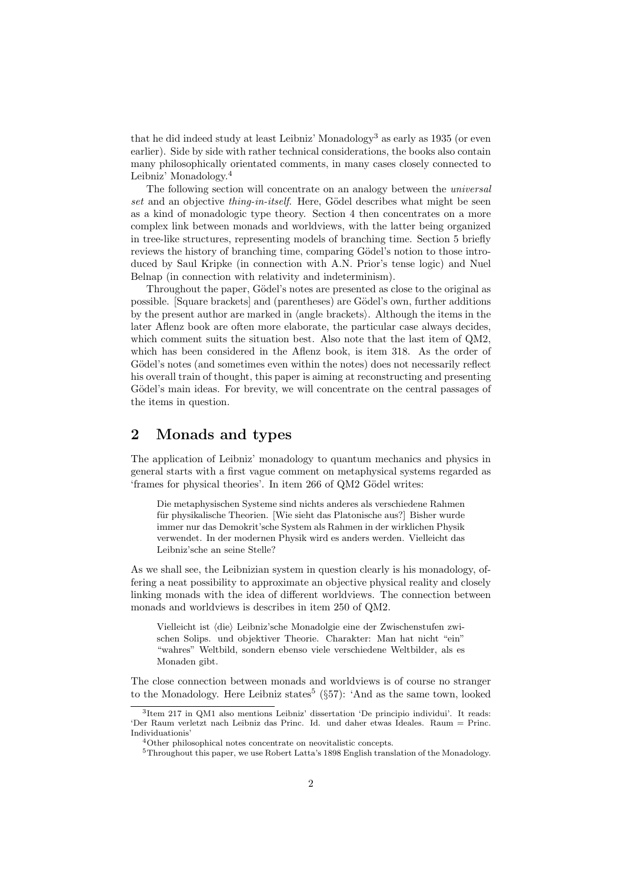that he did indeed study at least Leibniz' Monadology[3] as early as 1935 (or even earlier). Side by side with rather technical considerations, the books also contain many philosophically orientated comments, in many cases closely connected to Leibniz' Monadology.[4]

The following section will concentrate on an analogy between the *universal set* and an objective *thing-in-itself*. Here, Gödel describes what might be seen as a kind of monadologic type theory. Section 4 then concentrates on a more complex link between monads and worldviews, with the latter being organized in tree-like structures, representing models of branching time. Section 5 briefly reviews the history of branching time, comparing Gödel's notion to those introduced by Saul Kripke (in connection with A.N. Prior's tense logic) and Nuel Belnap (in connection with relativity and indeterminism).

Throughout the paper, Gödel's notes are presented as close to the original as possible. [Square brackets] and (parentheses) are Gödel's own, further additions by the present author are marked in ⟨angle brackets⟩. Although the items in the later Aflenz book are often more elaborate, the particular case always decides, which comment suits the situation best. Also note that the last item of QM2, which has been considered in the Aflenz book, is item 318. As the order of Gödel's notes (and sometimes even within the notes) does not necessarily reflect his overall train of thought, this paper is aiming at reconstructing and presenting Gödel's main ideas. For brevity, we will concentrate on the central passages of the items in question.

## 2 Monads and types

The application of Leibniz' monadology to quantum mechanics and physics in general starts with a first vague comment on metaphysical systems regarded as 'frames for physical theories'. In item 266 of QM2 Gödel writes:

> Die metaphysischen Systeme sind nichts anderes als verschiedene Rahmen für physikalische Theorien. [Wie sieht das Platonische aus?] Bisher wurde immer nur das Demokrit'sche System als Rahmen in der wirklichen Physik verwendet. In der modernen Physik wird es anders werden. Vielleicht das Leibniz'sche an seine Stelle?

As we shall see, the Leibnizian system in question clearly is his monadology, offering a neat possibility to approximate an objective physical reality and closely linking monads with the idea of different worldviews. The connection between monads and worldviews is describes in item 250 of QM2.

> Vielleicht ist ⟨die⟩ Leibniz'sche Monadolgie eine der Zwischenstufen zwischen Solips. und objektiver Theorie. Charakter: Man hat nicht "ein" "wahres" Weltbild, sondern ebenso viele verschiedene Weltbilder, als es Monaden gibt.

The close connection between monads and worldviews is of course no stranger to the Monadology. Here Leibniz states[5] (§57): 'And as the same town, looked

---

[3] Item 217 in QM1 also mentions Leibniz' dissertation 'De principio individui'. It reads: 'Der Raum verletzt nach Leibniz das Princ. Id. und daher etwas Ideales. Raum = Princ. Individuationis'

[4] Other philosophical notes concentrate on neovitalistic concepts.

[5] Throughout this paper, we use Robert Latta's 1898 English translation of the Monadology.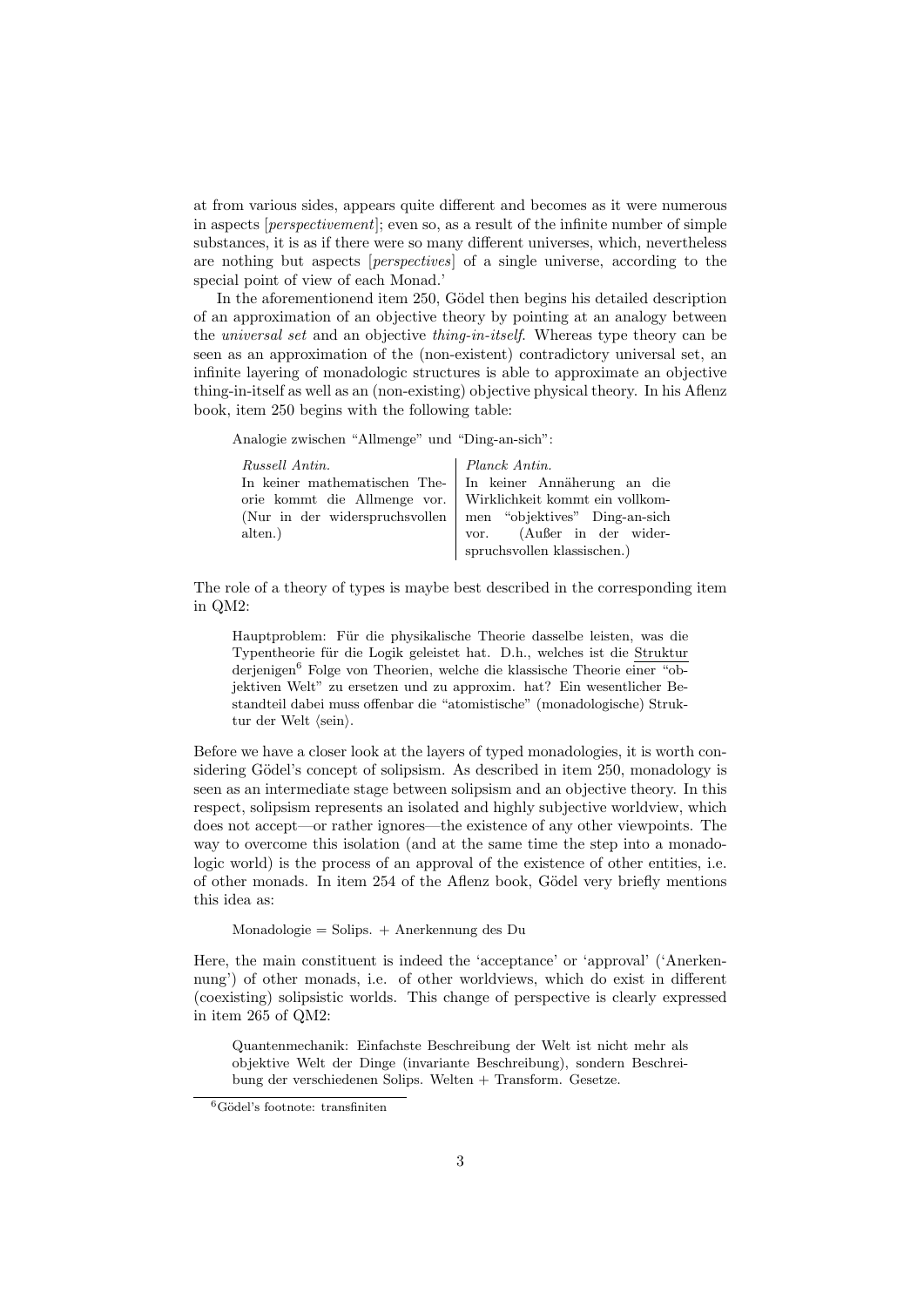at from various sides, appears quite different and becomes as it were numerous in aspects [*perspectivement*]; even so, as a result of the infinite number of simple substances, it is as if there were so many different universes, which, nevertheless are nothing but aspects [*perspectives*] of a single universe, according to the special point of view of each Monad.'

In the aforementionend item 250, Gödel then begins his detailed description of an approximation of an objective theory by pointing at an analogy between the *universal set* and an objective *thing-in-itself*. Whereas type theory can be seen as an approximation of the (non-existent) contradictory universal set, an infinite layering of monadologic structures is able to approximate an objective thing-in-itself as well as an (non-existing) objective physical theory. In his Aflenz book, item 250 begins with the following table:

> Analogie zwischen "Allmenge" und "Ding-an-sich":
>
> | *Russell Antin.* | *Planck Antin.* |
> |---|---|
> | In keiner mathematischen Theorie kommt die Allmenge vor. (Nur in der widerspruchsvollen alten.) | In keiner Annäherung an die Wirklichkeit kommt ein vollkommen "objektives" Ding-an-sich vor. (Außer in der widerspruchsvollen klassischen.) |

The role of a theory of types is maybe best described in the corresponding item in QM2:

> Hauptproblem: Für die physikalische Theorie dasselbe leisten, was die Typentheorie für die Logik geleistet hat. D.h., welches ist die Struktur derjenigen[6] Folge von Theorien, welche die klassische Theorie einer "objektiven Welt" zu ersetzen und zu approxim. hat? Ein wesentlicher Bestandteil dabei muss offenbar die "atomistische" (monadologische) Struktur der Welt ⟨sein⟩.

Before we have a closer look at the layers of typed monadologies, it is worth considering Gödel's concept of solipsism. As described in item 250, monadology is seen as an intermediate stage between solipsism and an objective theory. In this respect, solipsism represents an isolated and highly subjective worldview, which does not accept—or rather ignores—the existence of any other viewpoints. The way to overcome this isolation (and at the same time the step into a monadologic world) is the process of an approval of the existence of other entities, i.e. of other monads. In item 254 of the Aflenz book, Gödel very briefly mentions this idea as:

> Monadologie = Solips. + Anerkennung des Du

Here, the main constituent is indeed the 'acceptance' or 'approval' ('Anerkennung') of other monads, i.e. of other worldviews, which do exist in different (coexisting) solipsistic worlds. This change of perspective is clearly expressed in item 265 of QM2:

> Quantenmechanik: Einfachste Beschreibung der Welt ist nicht mehr als objektive Welt der Dinge (invariante Beschreibung), sondern Beschreibung der verschiedenen Solips. Welten + Transform. Gesetze.

[6] Gödel's footnote: transfiniten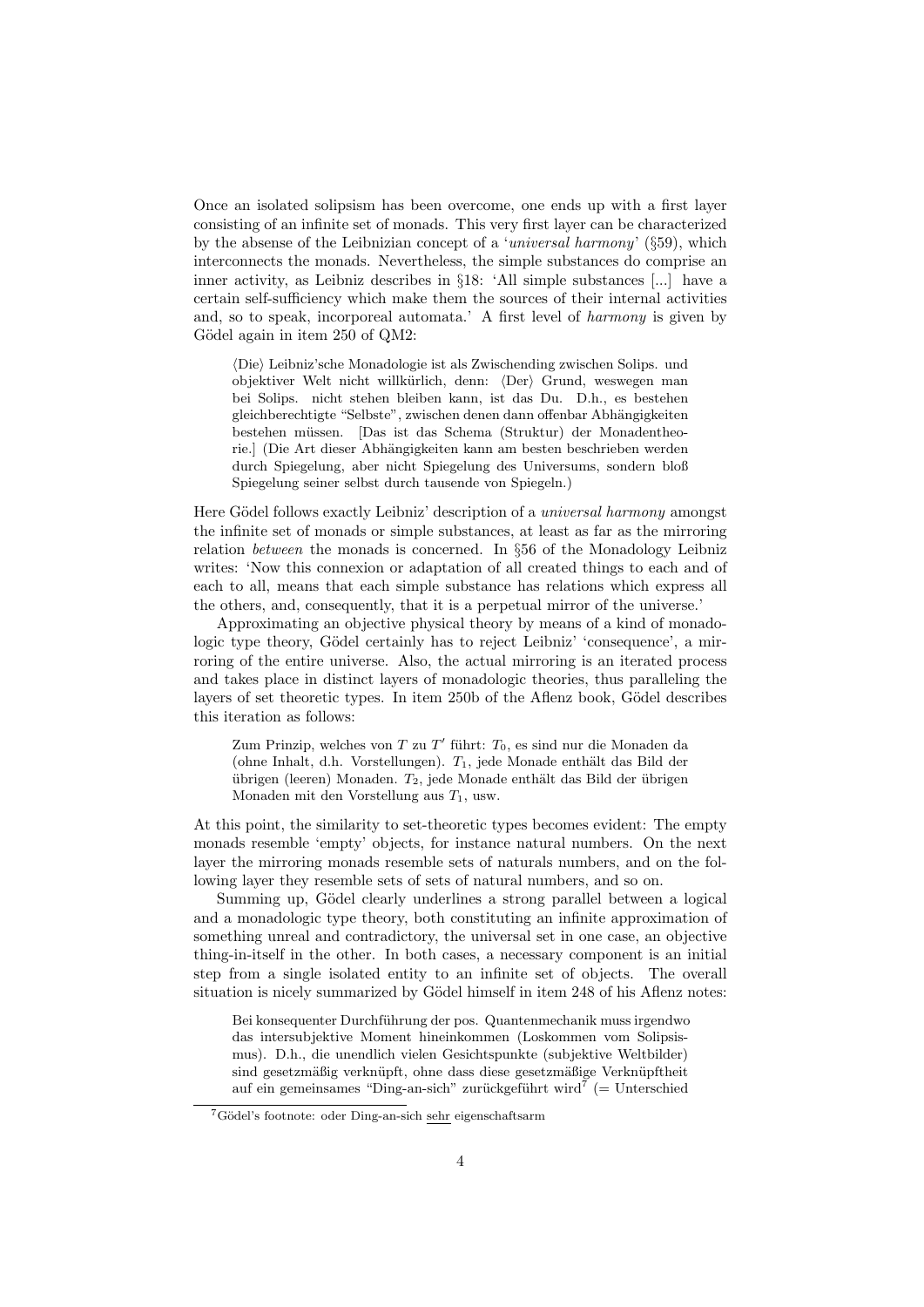Once an isolated solipsism has been overcome, one ends up with a first layer consisting of an infinite set of monads. This very first layer can be characterized by the absense of the Leibnizian concept of a '*universal harmony*' (§59), which interconnects the monads. Nevertheless, the simple substances do comprise an inner activity, as Leibniz describes in §18: 'All simple substances [...] have a certain self-sufficiency which make them the sources of their internal activities and, so to speak, incorporeal automata.' A first level of *harmony* is given by Gödel again in item 250 of QM2:

> ⟨Die⟩ Leibniz'sche Monadologie ist als Zwischending zwischen Solips. und objektiver Welt nicht willkürlich, denn: ⟨Der⟩ Grund, weswegen man bei Solips. nicht stehen bleiben kann, ist das Du. D.h., es bestehen gleichberechtigte "Selbste", zwischen denen dann offenbar Abhängigkeiten bestehen müssen. [Das ist das Schema (Struktur) der Monadentheorie.] (Die Art dieser Abhängigkeiten kann am besten beschrieben werden durch Spiegelung, aber nicht Spiegelung des Universums, sondern bloß Spiegelung seiner selbst durch tausende von Spiegeln.)

Here Gödel follows exactly Leibniz' description of a *universal harmony* amongst the infinite set of monads or simple substances, at least as far as the mirroring relation *between* the monads is concerned. In §56 of the Monadology Leibniz writes: 'Now this connexion or adaptation of all created things to each and of each to all, means that each simple substance has relations which express all the others, and, consequently, that it is a perpetual mirror of the universe.'

Approximating an objective physical theory by means of a kind of monadologic type theory, Gödel certainly has to reject Leibniz' 'consequence', a mirroring of the entire universe. Also, the actual mirroring is an iterated process and takes place in distinct layers of monadologic theories, thus paralleling the layers of set theoretic types. In item 250b of the Aflenz book, Gödel describes this iteration as follows:

> Zum Prinzip, welches von $T$ zu $T'$ führt: $T_0$, es sind nur die Monaden da (ohne Inhalt, d.h. Vorstellungen). $T_1$, jede Monade enthält das Bild der übrigen (leeren) Monaden. $T_2$, jede Monade enthält das Bild der übrigen Monaden mit den Vorstellung aus $T_1$, usw.

At this point, the similarity to set-theoretic types becomes evident: The empty monads resemble 'empty' objects, for instance natural numbers. On the next layer the mirroring monads resemble sets of naturals numbers, and on the following layer they resemble sets of sets of natural numbers, and so on.

Summing up, Gödel clearly underlines a strong parallel between a logical and a monadologic type theory, both constituting an infinite approximation of something unreal and contradictory, the universal set in one case, an objective thing-in-itself in the other. In both cases, a necessary component is an initial step from a single isolated entity to an infinite set of objects. The overall situation is nicely summarized by Gödel himself in item 248 of his Aflenz notes:

> Bei konsequenter Durchführung der pos. Quantenmechanik muss irgendwo das intersubjektive Moment hineinkommen (Loskommen vom Solipsismus). D.h., die unendlich vielen Gesichtspunkte (subjektive Weltbilder) sind gesetzmäßig verknüpft, ohne dass diese gesetzmäßige Verknüpftheit auf ein gemeinsames "Ding-an-sich" zurückgeführt wird[7] (= Unterschied

[7] Gödel's footnote: oder Ding-an-sich sehr eigenschaftsarm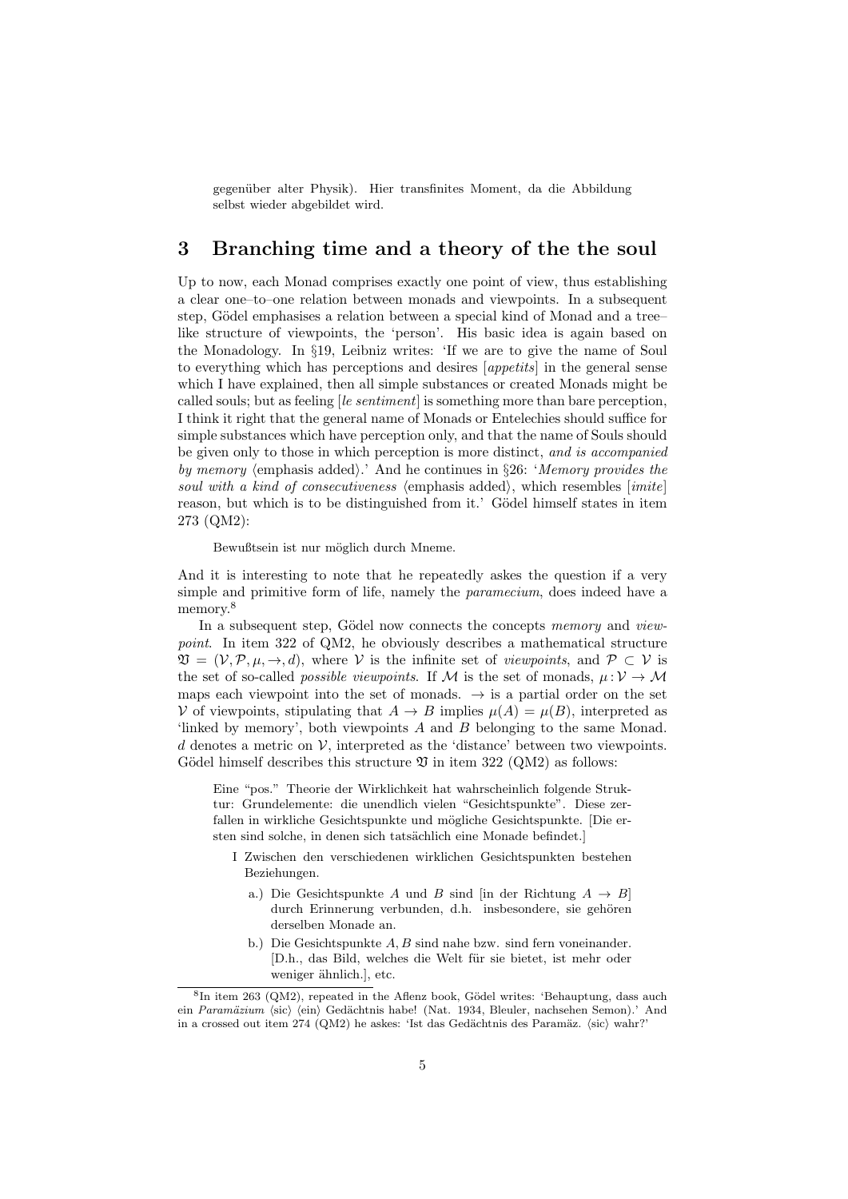gegenüber alter Physik). Hier transfinites Moment, da die Abbildung selbst wieder abgebildet wird.

## 3 Branching time and a theory of the the soul

Up to now, each Monad comprises exactly one point of view, thus establishing a clear one–to–one relation between monads and viewpoints. In a subsequent step, Gödel emphasises a relation between a special kind of Monad and a tree–like structure of viewpoints, the 'person'. His basic idea is again based on the Monadology. In §19, Leibniz writes: 'If we are to give the name of Soul to everything which has perceptions and desires [*appetits*] in the general sense which I have explained, then all simple substances or created Monads might be called souls; but as feeling [*le sentiment*] is something more than bare perception, I think it right that the general name of Monads or Entelechies should suffice for simple substances which have perception only, and that the name of Souls should be given only to those in which perception is more distinct, *and is accompanied by memory* ⟨emphasis added⟩.' And he continues in §26: '*Memory provides the soul with a kind of consecutiveness* ⟨emphasis added⟩, which resembles [*imite*] reason, but which is to be distinguished from it.' Gödel himself states in item 273 (QM2):

> Bewußtsein ist nur möglich durch Mneme.

And it is interesting to note that he repeatedly askes the question if a very simple and primitive form of life, namely the *paramecium*, does indeed have a memory.[8]

In a subsequent step, Gödel now connects the concepts *memory* and *viewpoint*. In item 322 of QM2, he obviously describes a mathematical structure $\mathfrak{V} = (\mathcal{V}, \mathcal{P}, \mu, \rightarrow, d)$, where $\mathcal{V}$ is the infinite set of *viewpoints*, and $\mathcal{P} \subset \mathcal{V}$ is the set of so-called *possible viewpoints*. If $\mathcal{M}$ is the set of monads, $\mu : \mathcal{V} \rightarrow \mathcal{M}$ maps each viewpoint into the set of monads. $\rightarrow$ is a partial order on the set $\mathcal{V}$ of viewpoints, stipulating that $A \rightarrow B$ implies $\mu(A) = \mu(B)$, interpreted as 'linked by memory', both viewpoints $A$ and $B$ belonging to the same Monad. $d$ denotes a metric on $\mathcal{V}$, interpreted as the 'distance' between two viewpoints. Gödel himself describes this structure $\mathfrak{V}$ in item 322 (QM2) as follows:

> Eine "pos." Theorie der Wirklichkeit hat wahrscheinlich folgende Struktur: Grundelemente: die unendlich vielen "Gesichtspunkte". Diese zerfallen in wirkliche Gesichtspunkte und mögliche Gesichtspunkte. [Die ersten sind solche, in denen sich tatsächlich eine Monade befindet.]
>
> I Zwischen den verschiedenen wirklichen Gesichtspunkten bestehen Beziehungen.
>
> a.) Die Gesichtspunkte $A$ und $B$ sind [in der Richtung $A \rightarrow B$] durch Erinnerung verbunden, d.h. insbesondere, sie gehören derselben Monade an.
>
> b.) Die Gesichtspunkte $A, B$ sind nahe bzw. sind fern voneinander. [D.h., das Bild, welches die Welt für sie bietet, ist mehr oder weniger ähnlich.], etc.

[8] In item 263 (QM2), repeated in the Aflenz book, Gödel writes: 'Behauptung, dass auch ein *Paramäzium* ⟨sic⟩ ⟨ein⟩ Gedächtnis habe! (Nat. 1934, Bleuler, nachsehen Semon).' And in a crossed out item 274 (QM2) he askes: 'Ist das Gedächtnis des Paramäz. ⟨sic⟩ wahr?'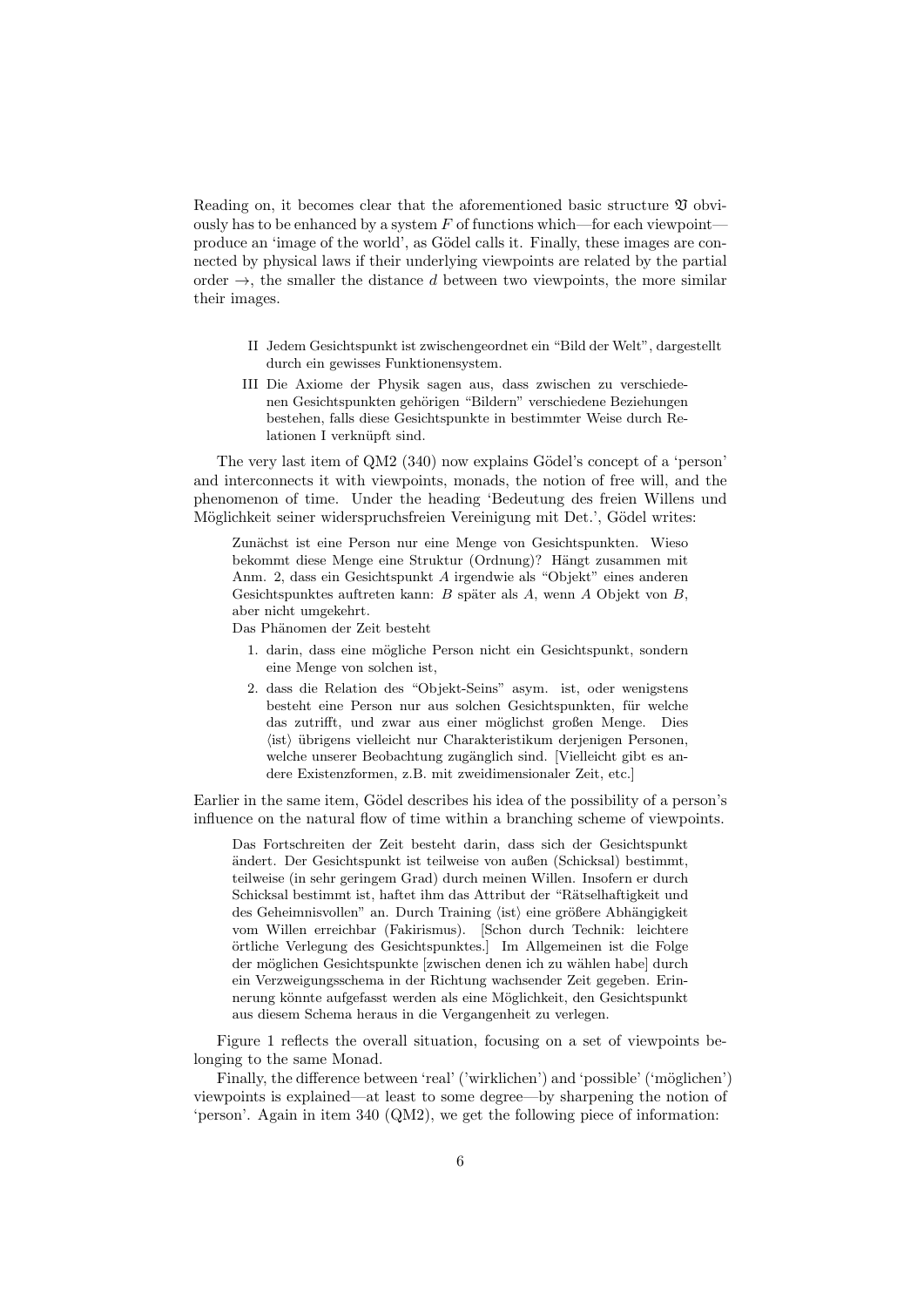Reading on, it becomes clear that the aforementioned basic structure $\mathfrak{V}$ obviously has to be enhanced by a system $F$ of functions which—for each viewpoint—produce an 'image of the world', as Gödel calls it. Finally, these images are connected by physical laws if their underlying viewpoints are related by the partial order $\rightarrow$, the smaller the distance $d$ between two viewpoints, the more similar their images.

> II Jedem Gesichtspunkt ist zwischengeordnet ein "Bild der Welt", dargestellt durch ein gewisses Funktionensystem.
>
> III Die Axiome der Physik sagen aus, dass zwischen zu verschiedenen Gesichtspunkten gehörigen "Bildern" verschiedene Beziehungen bestehen, falls diese Gesichtspunkte in bestimmter Weise durch Relationen I verknüpft sind.

The very last item of QM2 (340) now explains Gödel's concept of a 'person' and interconnects it with viewpoints, monads, the notion of free will, and the phenomenon of time. Under the heading 'Bedeutung des freien Willens und Möglichkeit seiner widerspruchsfreien Vereinigung mit Det.', Gödel writes:

> Zunächst ist eine Person nur eine Menge von Gesichtspunkten. Wieso bekommt diese Menge eine Struktur (Ordnung)? Hängt zusammen mit Anm. 2, dass ein Gesichtspunkt $A$ irgendwie als "Objekt" eines anderen Gesichtspunktes auftreten kann: $B$ später als $A$, wenn $A$ Objekt von $B$, aber nicht umgekehrt.
> Das Phänomen der Zeit besteht
>
> 1. darin, dass eine mögliche Person nicht ein Gesichtspunkt, sondern eine Menge von solchen ist,
> 2. dass die Relation des "Objekt-Seins" asym. ist, oder wenigstens besteht eine Person nur aus solchen Gesichtspunkten, für welche das zutrifft, und zwar aus einer möglichst großen Menge. Dies ⟨ist⟩ übrigens vielleicht nur Charakteristikum derjenigen Personen, welche unserer Beobachtung zugänglich sind. [Vielleicht gibt es andere Existenzformen, z.B. mit zweidimensionaler Zeit, etc.]

Earlier in the same item, Gödel describes his idea of the possibility of a person's influence on the natural flow of time within a branching scheme of viewpoints.

> Das Fortschreiten der Zeit besteht darin, dass sich der Gesichtspunkt ändert. Der Gesichtspunkt ist teilweise von außen (Schicksal) bestimmt, teilweise (in sehr geringem Grad) durch meinen Willen. Insofern er durch Schicksal bestimmt ist, haftet ihm das Attribut der "Rätselhaftigkeit und des Geheimnisvollen" an. Durch Training ⟨ist⟩ eine größere Abhängigkeit vom Willen erreichbar (Fakirismus). [Schon durch Technik: leichtere örtliche Verlegung des Gesichtspunktes.] Im Allgemeinen ist die Folge der möglichen Gesichtspunkte [zwischen denen ich zu wählen habe] durch ein Verzweigungsschema in der Richtung wachsender Zeit gegeben. Erinnerung könnte aufgefasst werden als eine Möglichkeit, den Gesichtspunkt aus diesem Schema heraus in die Vergangenheit zu verlegen.

Figure 1 reflects the overall situation, focusing on a set of viewpoints belonging to the same Monad.

Finally, the difference between 'real' ('wirklichen') and 'possible' ('möglichen') viewpoints is explained—at least to some degree—by sharpening the notion of 'person'. Again in item 340 (QM2), we get the following piece of information: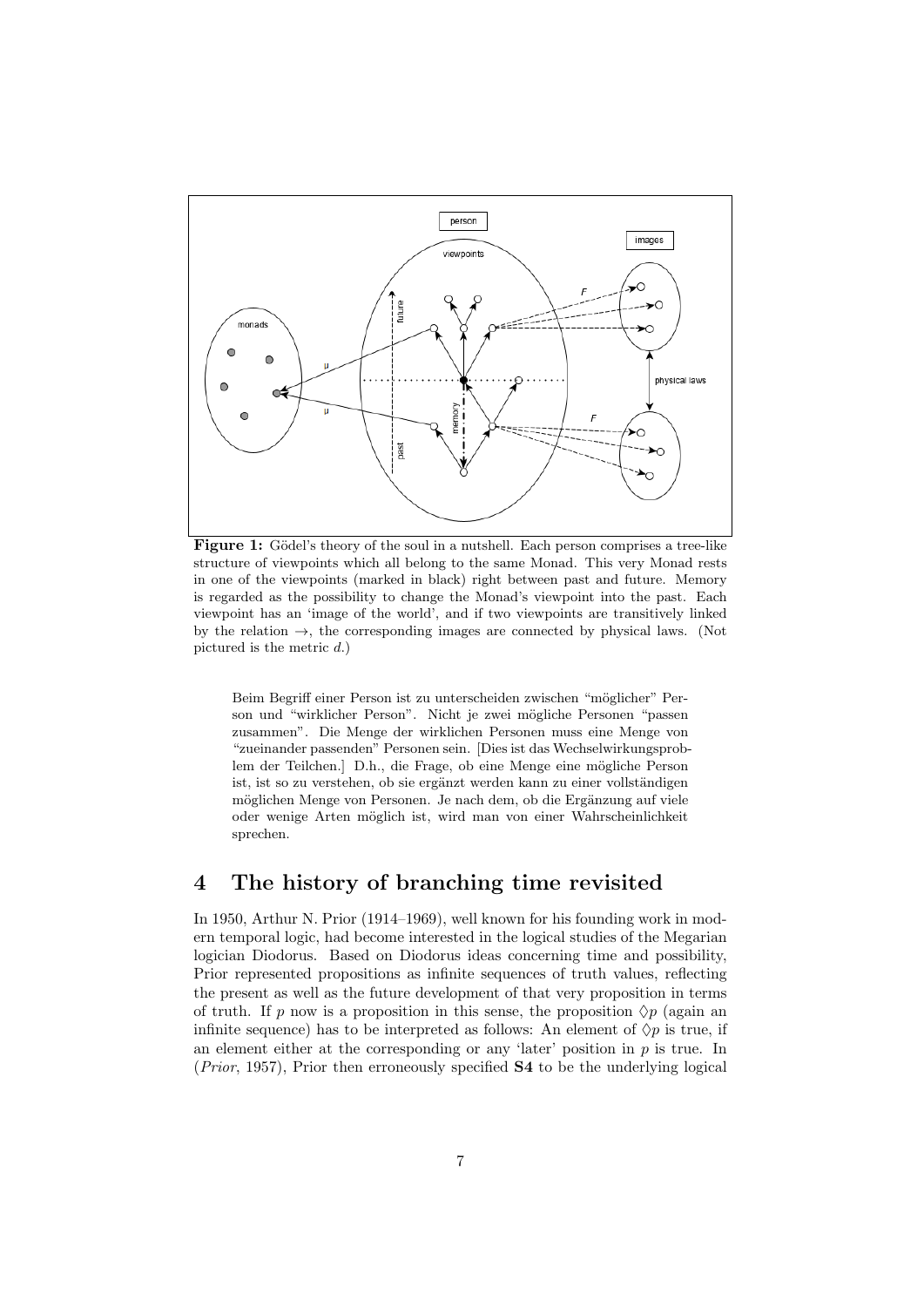**Figure 1:** Gödel's theory of the soul in a nutshell. Each person comprises a tree-like structure of viewpoints which all belong to the same Monad. This very Monad rests in one of the viewpoints (marked in black) right between past and future. Memory is regarded as the possibility to change the Monad's viewpoint into the past. Each viewpoint has an 'image of the world', and if two viewpoints are transitively linked by the relation $\rightarrow$, the corresponding images are connected by physical laws. (Not pictured is the metric $d$.)

> Beim Begriff einer Person ist zu unterscheiden zwischen "möglicher" Person und "wirklicher Person". Nicht je zwei mögliche Personen "passen zusammen". Die Menge der wirklichen Personen muss eine Menge von "zueinander passenden" Personen sein. [Dies ist das Wechselwirkungsproblem der Teilchen.] D.h., die Frage, ob eine Menge eine mögliche Person ist, ist so zu verstehen, ob sie ergänzt werden kann zu einer vollständigen möglichen Menge von Personen. Je nach dem, ob die Ergänzung auf viele oder wenige Arten möglich ist, wird man von einer Wahrscheinlichkeit sprechen.

## 4 The history of branching time revisited

In 1950, Arthur N. Prior (1914–1969), well known for his founding work in modern temporal logic, had become interested in the logical studies of the Megarian logician Diodorus. Based on Diodorus ideas concerning time and possibility, Prior represented propositions as infinite sequences of truth values, reflecting the present as well as the future development of that very proposition in terms of truth. If $p$ now is a proposition in this sense, the proposition $\Diamond p$ (again an infinite sequence) has to be interpreted as follows: An element of $\Diamond p$ is true, if an element either at the corresponding or any 'later' position in $p$ is true. In (*Prior*, 1957), Prior then erroneously specified **S4** to be the underlying logical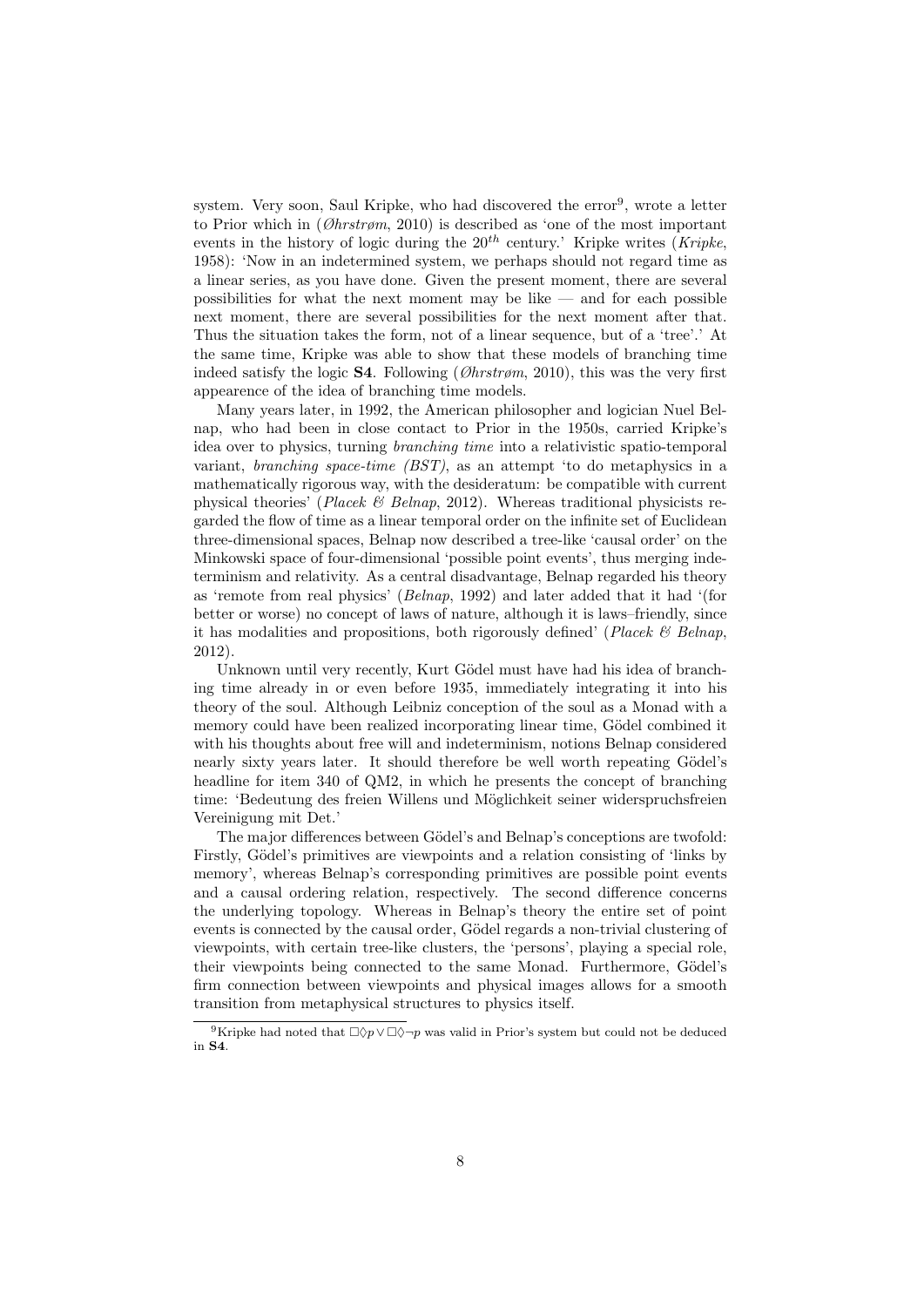system. Very soon, Saul Kripke, who had discovered the error[9], wrote a letter to Prior which in (*Øhrstrøm*, 2010) is described as 'one of the most important events in the history of logic during the $20^{th}$ century.' Kripke writes (*Kripke*, 1958): 'Now in an indetermined system, we perhaps should not regard time as a linear series, as you have done. Given the present moment, there are several possibilities for what the next moment may be like — and for each possible next moment, there are several possibilities for the next moment after that. Thus the situation takes the form, not of a linear sequence, but of a 'tree'.' At the same time, Kripke was able to show that these models of branching time indeed satisfy the logic **S4**. Following (*Øhrstrøm*, 2010), this was the very first appearence of the idea of branching time models.

Many years later, in 1992, the American philosopher and logician Nuel Belnap, who had been in close contact to Prior in the 1950s, carried Kripke's idea over to physics, turning *branching time* into a relativistic spatio-temporal variant, *branching space-time (BST)*, as an attempt 'to do metaphysics in a mathematically rigorous way, with the desideratum: be compatible with current physical theories' (*Placek & Belnap*, 2012). Whereas traditional physicists regarded the flow of time as a linear temporal order on the infinite set of Euclidean three-dimensional spaces, Belnap now described a tree-like 'causal order' on the Minkowski space of four-dimensional 'possible point events', thus merging indeterminism and relativity. As a central disadvantage, Belnap regarded his theory as 'remote from real physics' (*Belnap*, 1992) and later added that it had '(for better or worse) no concept of laws of nature, although it is laws–friendly, since it has modalities and propositions, both rigorously defined' (*Placek & Belnap*, 2012).

Unknown until very recently, Kurt Gödel must have had his idea of branching time already in or even before 1935, immediately integrating it into his theory of the soul. Although Leibniz conception of the soul as a Monad with a memory could have been realized incorporating linear time, Gödel combined it with his thoughts about free will and indeterminism, notions Belnap considered nearly sixty years later. It should therefore be well worth repeating Gödel's headline for item 340 of QM2, in which he presents the concept of branching time: 'Bedeutung des freien Willens und Möglichkeit seiner widerspruchsfreien Vereinigung mit Det.'

The major differences between Gödel's and Belnap's conceptions are twofold: Firstly, Gödel's primitives are viewpoints and a relation consisting of 'links by memory', whereas Belnap's corresponding primitives are possible point events and a causal ordering relation, respectively. The second difference concerns the underlying topology. Whereas in Belnap's theory the entire set of point events is connected by the causal order, Gödel regards a non-trivial clustering of viewpoints, with certain tree-like clusters, the 'persons', playing a special role, their viewpoints being connected to the same Monad. Furthermore, Gödel's firm connection between viewpoints and physical images allows for a smooth transition from metaphysical structures to physics itself.

---

[9] Kripke had noted that $\Box\Diamond p \vee \Box\Diamond\neg p$ was valid in Prior's system but could not be deduced in **S4**.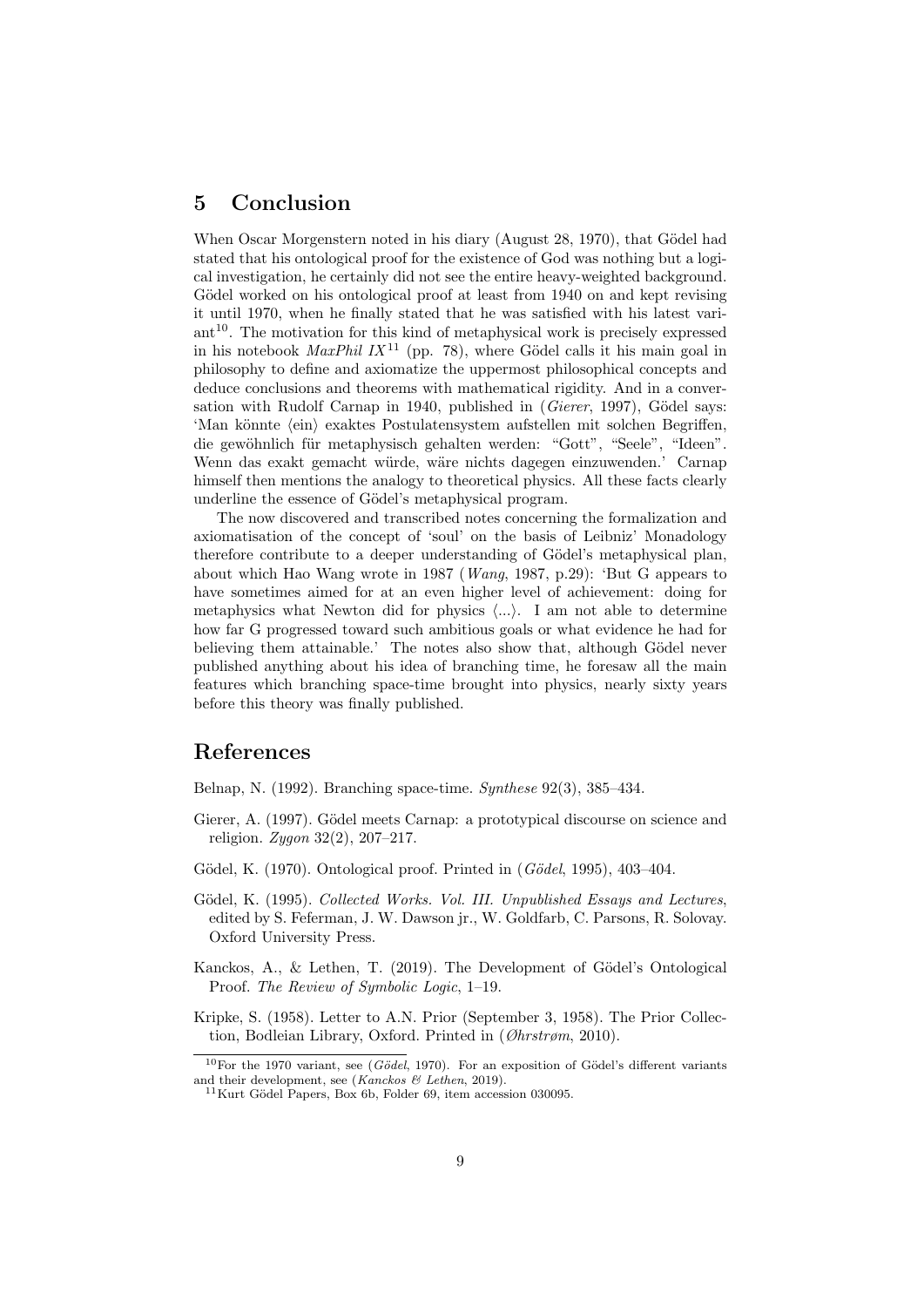## 5 Conclusion

When Oscar Morgenstern noted in his diary (August 28, 1970), that Gödel had stated that his ontological proof for the existence of God was nothing but a logical investigation, he certainly did not see the entire heavy-weighted background. Gödel worked on his ontological proof at least from 1940 on and kept revising it until 1970, when he finally stated that he was satisfied with his latest variant[10]. The motivation for this kind of metaphysical work is precisely expressed in his notebook *MaxPhil IX*[11] (pp. 78), where Gödel calls it his main goal in philosophy to define and axiomatize the uppermost philosophical concepts and deduce conclusions and theorems with mathematical rigidity. And in a conversation with Rudolf Carnap in 1940, published in (*Gierer*, 1997), Gödel says: 'Man könnte ⟨ein⟩ exaktes Postulatensystem aufstellen mit solchen Begriffen, die gewöhnlich für metaphysisch gehalten werden: "Gott", "Seele", "Ideen". Wenn das exakt gemacht würde, wäre nichts dagegen einzuwenden.' Carnap himself then mentions the analogy to theoretical physics. All these facts clearly underline the essence of Gödel's metaphysical program.

The now discovered and transcribed notes concerning the formalization and axiomatisation of the concept of 'soul' on the basis of Leibniz' Monadology therefore contribute to a deeper understanding of Gödel's metaphysical plan, about which Hao Wang wrote in 1987 (*Wang*, 1987, p.29): 'But G appears to have sometimes aimed for at an even higher level of achievement: doing for metaphysics what Newton did for physics ⟨...⟩. I am not able to determine how far G progressed toward such ambitious goals or what evidence he had for believing them attainable.' The notes also show that, although Gödel never published anything about his idea of branching time, he foresaw all the main features which branching space-time brought into physics, nearly sixty years before this theory was finally published.

## References

Belnap, N. (1992). Branching space-time. *Synthese* 92(3), 385–434.

Gierer, A. (1997). Gödel meets Carnap: a prototypical discourse on science and religion. *Zygon* 32(2), 207–217.

Gödel, K. (1970). Ontological proof. Printed in (*Gödel*, 1995), 403–404.

Gödel, K. (1995). *Collected Works. Vol. III. Unpublished Essays and Lectures*, edited by S. Feferman, J. W. Dawson jr., W. Goldfarb, C. Parsons, R. Solovay. Oxford University Press.

Kanckos, A., & Lethen, T. (2019). The Development of Gödel's Ontological Proof. *The Review of Symbolic Logic*, 1–19.

Kripke, S. (1958). Letter to A.N. Prior (September 3, 1958). The Prior Collection, Bodleian Library, Oxford. Printed in (*Øhrstrøm*, 2010).

[10] For the 1970 variant, see (*Gödel*, 1970). For an exposition of Gödel's different variants and their development, see (*Kanckos & Lethen*, 2019).

[11] Kurt Gödel Papers, Box 6b, Folder 69, item accession 030095.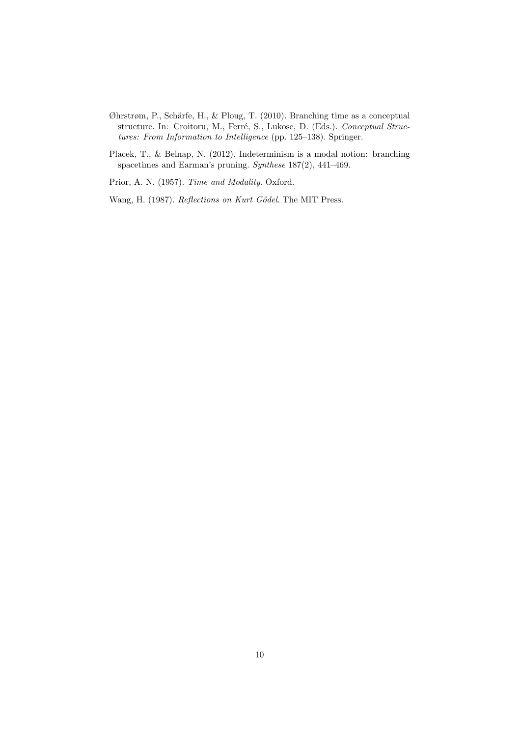Øhrstrøm, P., Schärfe, H., & Ploug, T. (2010). Branching time as a conceptual structure. In: Croitoru, M., Ferré, S., Lukose, D. (Eds.). *Conceptual Structures: From Information to Intelligence* (pp. 125–138). Springer.

Placek, T., & Belnap, N. (2012). Indeterminism is a modal notion: branching spacetimes and Earman's pruning. *Synthese* 187(2), 441–469.

Prior, A. N. (1957). *Time and Modality*. Oxford.

Wang, H. (1987). *Reflections on Kurt Gödel*. The MIT Press.